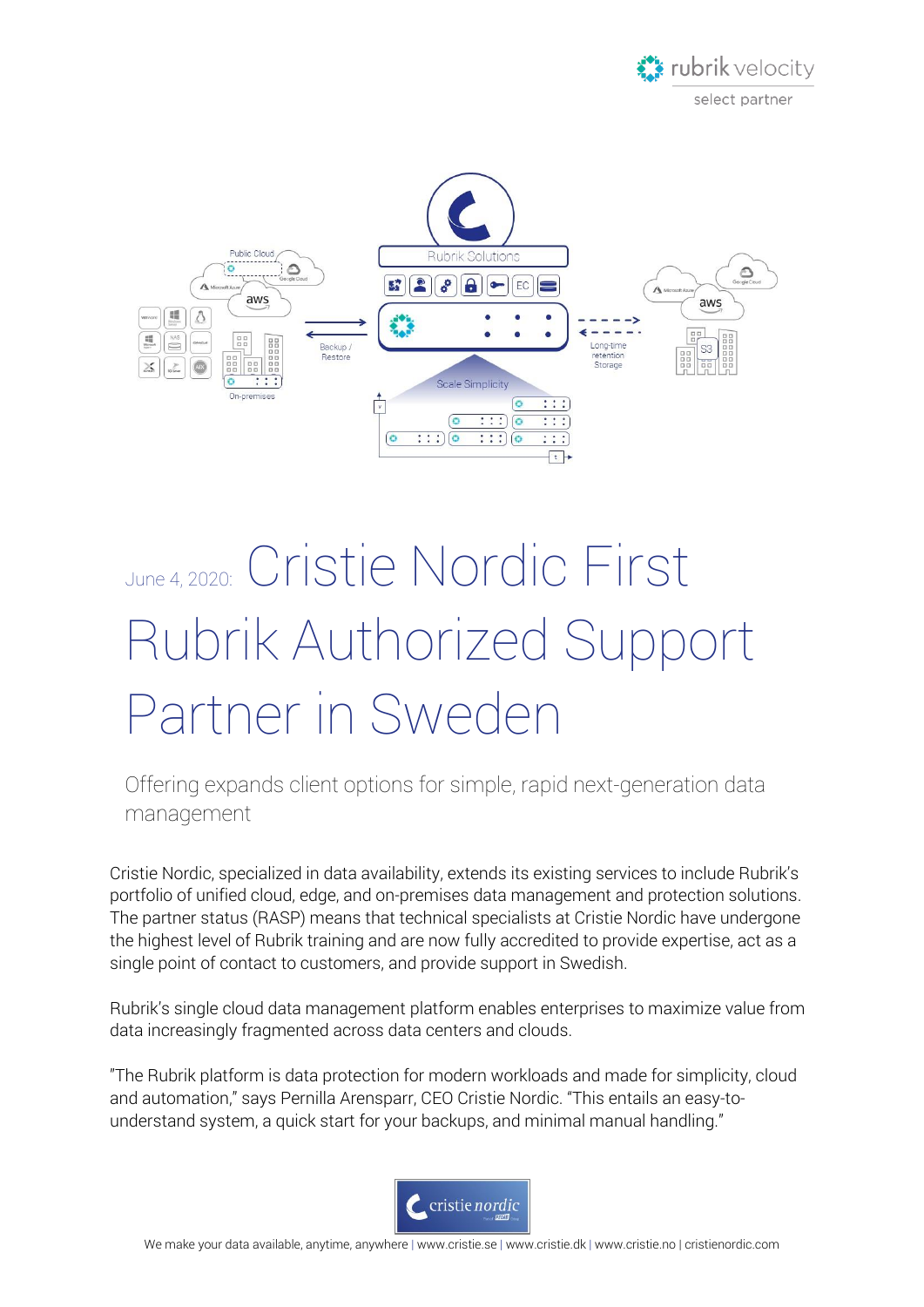# June 4, 2020: Cristie Nordic First Rubrik Authorized Support Partner in Sweden

## Offering expands client options for simple, rapid next-generation data management

Cristie Nordic, specialized in data availability, extends its existing services to include Rubrik's portfolio of unified cloud, edge, and on-premises data management and protection solutions. The partner status (RASP) means that technical specialists at Cristie Nordic have undergone the highest level of Rubrik training and are now fully accredited to provide expertise, act as a single point of contact to customers, and provide support in Swedish.

Rubrik's single cloud data management platform enables enterprises to maximize value from data increasingly fragmented across data centers and clouds.

"The Rubrik platform is data protection for modern workloads and made for simplicity, cloud and automation," says Pernilla Arensparr, CEO Cristie Nordic. "This entails an easy-to-understand system, a quick start for your backups, and minimal manual handling."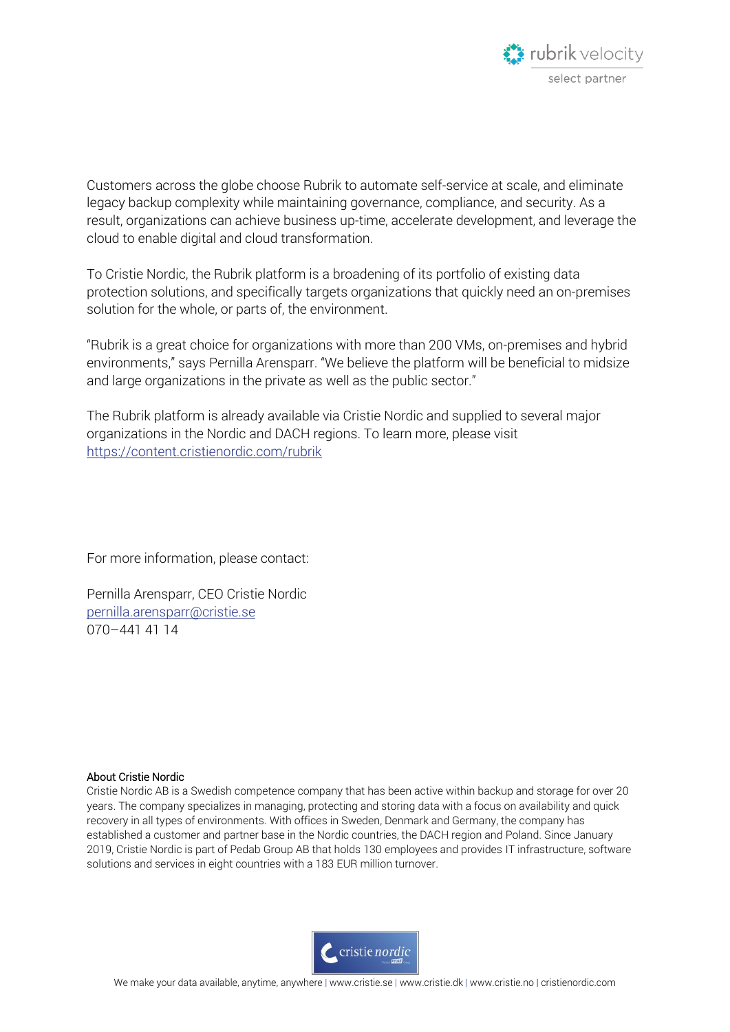Customers across the globe choose Rubrik to automate self-service at scale, and eliminate legacy backup complexity while maintaining governance, compliance, and security. As a result, organizations can achieve business up-time, accelerate development, and leverage the cloud to enable digital and cloud transformation.

To Cristie Nordic, the Rubrik platform is a broadening of its portfolio of existing data protection solutions, and specifically targets organizations that quickly need an on-premises solution for the whole, or parts of, the environment.

"Rubrik is a great choice for organizations with more than 200 VMs, on-premises and hybrid environments," says Pernilla Arensparr. "We believe the platform will be beneficial to midsize and large organizations in the private as well as the public sector."

The Rubrik platform is already available via Cristie Nordic and supplied to several major organizations in the Nordic and DACH regions. To learn more, please visit https://content.cristienordic.com/rubrik

For more information, please contact:

Pernilla Arensparr, CEO Cristie Nordic
pernilla.arensparr@cristie.se
070–441 41 14

**About Cristie Nordic**

Cristie Nordic AB is a Swedish competence company that has been active within backup and storage for over 20 years. The company specializes in managing, protecting and storing data with a focus on availability and quick recovery in all types of environments. With offices in Sweden, Denmark and Germany, the company has established a customer and partner base in the Nordic countries, the DACH region and Poland. Since January 2019, Cristie Nordic is part of Pedab Group AB that holds 130 employees and provides IT infrastructure, software solutions and services in eight countries with a 183 EUR million turnover.

We make your data available, anytime, anywhere | www.cristie.se | www.cristie.dk | www.cristie.no | cristienordic.com